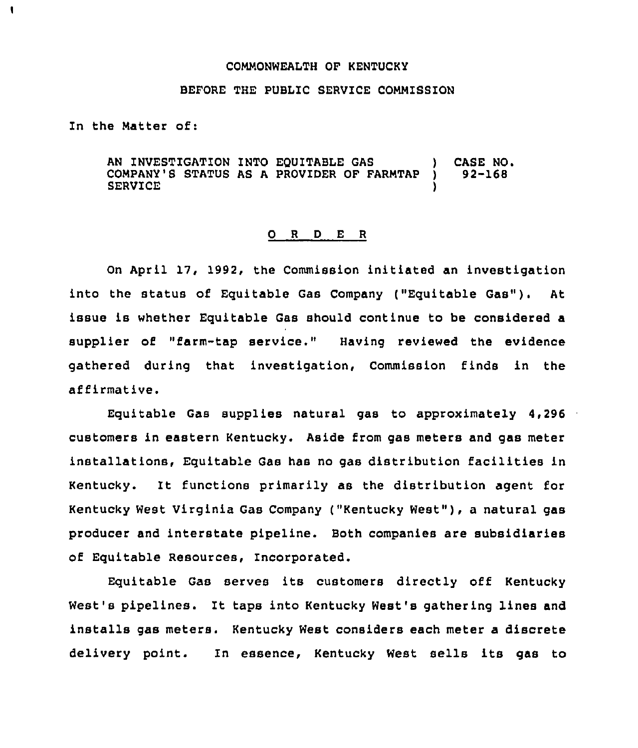COMMONWEALTH OF KENTUCKY

BEFORE THE PUBLIC SERVICE COMMISSION

In the Matter of:

AN INVESTIGATION INTO EQUITABLE GAS COMPANY'S STATUS AS A PROVIDER OF FARMTAP SERVICE ) CASE NO. 92-168

## O R D E R

On April 17, 1992, the Commission initiated an investigation into the status of Equitable Gas Company ("Equitable Gas"). At issue is whether Equitable Gas should continue to be considered a supplier of "farm-tap service." Having reviewed the evidence gathered during that investigation, Commission finds in the affirmative.

Equitable Gas supplies natural gas to approximately 4,296 customers in eastern Kentucky. Aside from gas meters and gas meter installations, Equitable Gas has no gas distribution facilities in Kentucky. It functions primarily as the distribution agent for Kentucky West Virginia Gas Company ("Kentucky West"), a natural gas producer and interstate pipeline. Both companies are subsidiaries of Equitable Resources, Incorporated.

Equitable Gas serves its customers directly off Kentucky West's pipelines. It taps into Kentucky West's gathering lines and installs gas meters. Kentucky West considers each meter a discrete delivery point. In essence, Kentucky West sells its gas to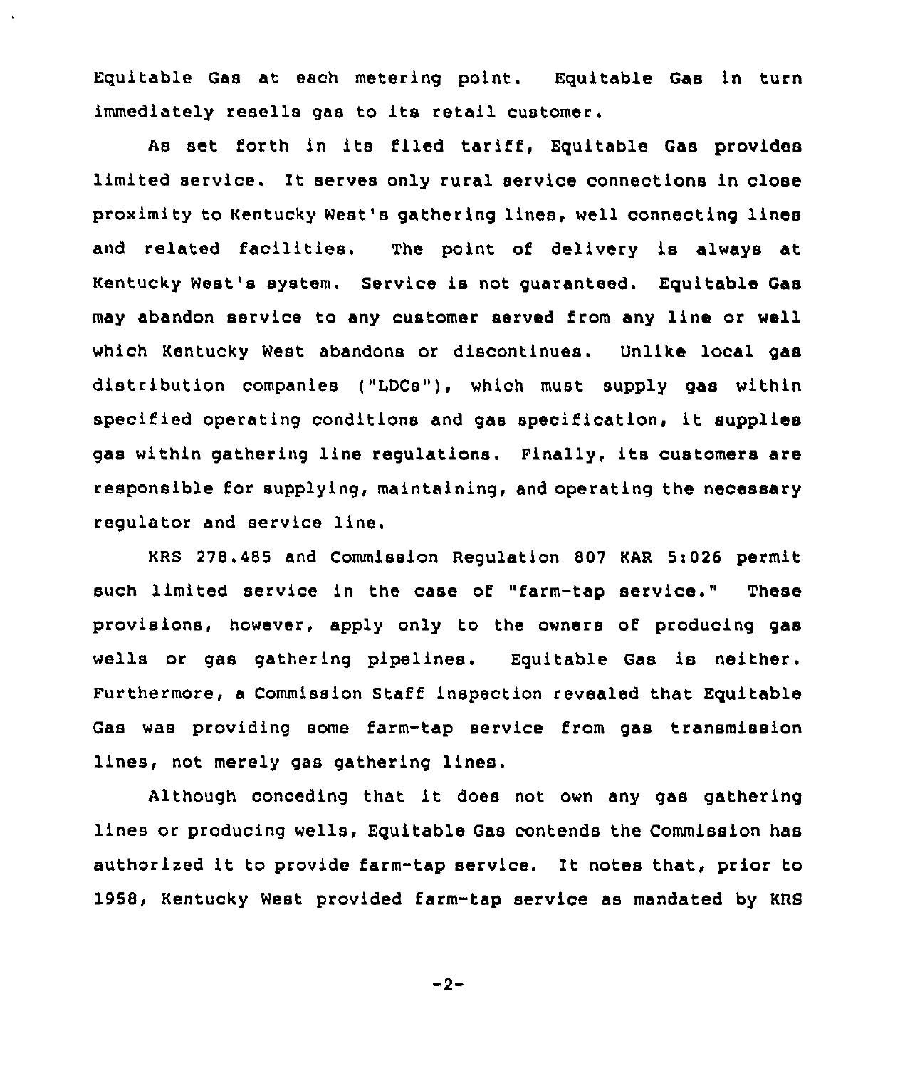Equitable Gas at each metering point. Equitable Gas in turn immediately resells gas to its retail customer.

As set forth in its filed tariff, Equitable Gas provides limited service. It serves only rural service connections in close proximity to Kentucky West's gathering lines, well connecting lines and related facilities. The point of delivery is always at Kentucky West's system. Service is not guaranteed. Equitable Gas may abandon service to any customer served from any line or well which Kentucky West abandons or discontinues. Unlike local gas distribution companies ("LDCs"), which must supply gas within specified operating conditions and gas specification, it supplies gas within gathering line regulations. Finally, its customers are responsible for supplying, maintaining, and operating the necessary regulator and service line.

KRS 278.485 and Commission Regulation 807 KAR 5:026 permit such limited service in the case of "farm-tap service." These provisions, however, apply only to the owners of producing gas wells or gas gathering pipelines. Equitable Gas is neither. Furthermore, a Commission Staff inspection revealed that Equitable Gas was providing some farm-tap service from gas transmission lines, not merely gas gathering lines.

Although conceding that it does not own any gas gathering lines or producing wells, Equitable Gas contends the Commission has authorized it to provide farm-tap service. It notes that, prior to 1958, Kentucky West provided farm-tap service as mandated by KRS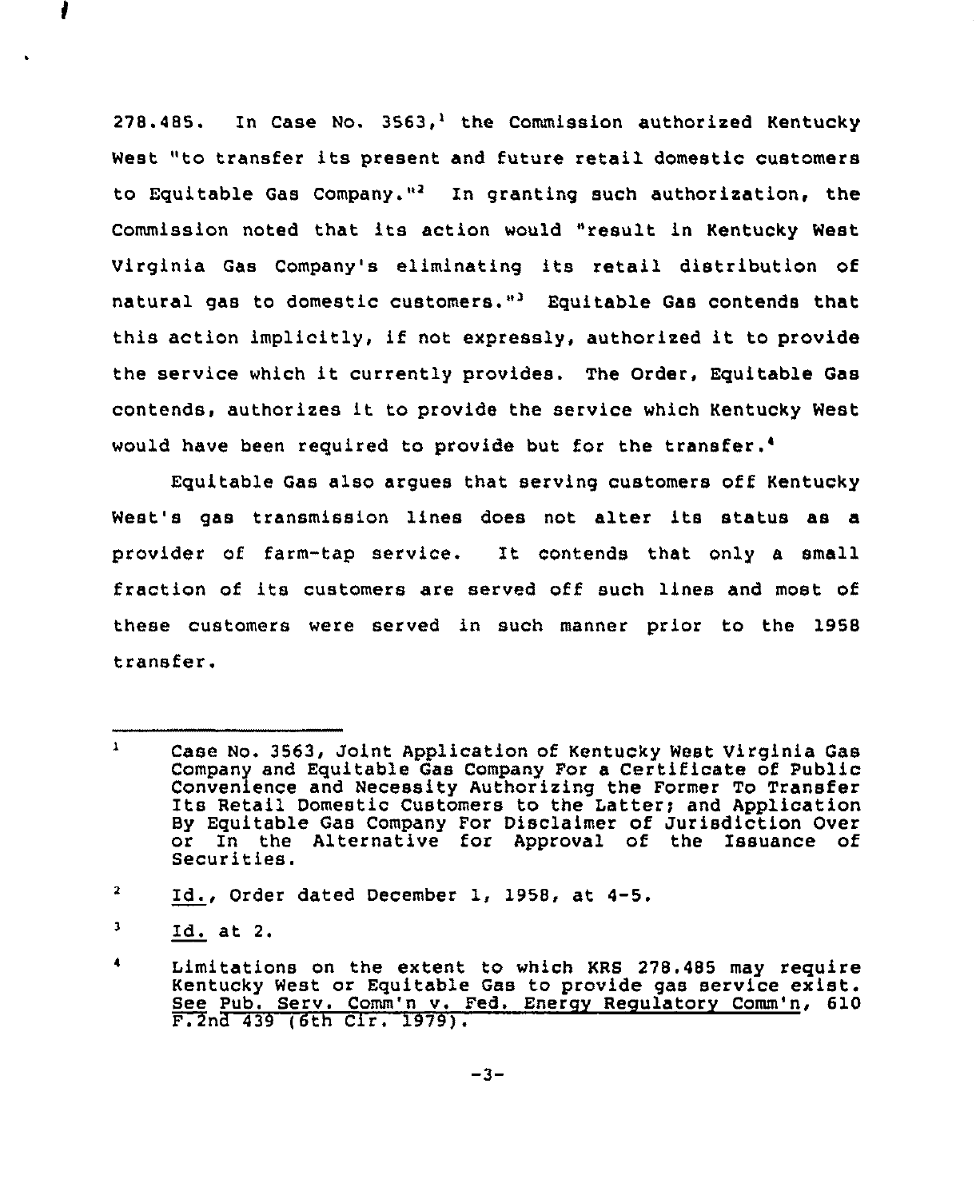278.485. In Case No. 3563,[1] the Commission authorized Kentucky West "to transfer its present and future retail domestic customers to Equitable Gas Company."[2] In granting such authorization, the Commission noted that its action would "result in Kentucky West Virginia Gas Company's eliminating its retail distribution of natural gas to domestic customers."[3] Equitable Gas contends that this action implicitly, if not expressly, authorized it to provide the service which it currently provides. The Order, Equitable Gas contends, authorizes it to provide the service which Kentucky West would have been required to provide but for the transfer.[4]

Equitable Gas also argues that serving customers off Kentucky West's gas transmission lines does not alter its status as a provider of farm-tap service. It contends that only a small fraction of its customers are served off such lines and most of these customers were served in such manner prior to the 1958 transfer.

---

[1] Case No. 3563, Joint Application of Kentucky West Virginia Gas Company and Equitable Gas Company For a Certificate of Public Convenience and Necessity Authorizing the Former To Transfer Its Retail Domestic Customers to the Latter; and Application By Equitable Gas Company For Disclaimer of Jurisdiction Over or In the Alternative for Approval of the Issuance of Securities.

[2] Id., Order dated December 1, 1958, at 4-5.

[3] Id. at 2.

[4] Limitations on the extent to which KRS 278.485 may require Kentucky West or Equitable Gas to provide gas service exist. See Pub. Serv. Comm'n v. Fed. Energy Regulatory Comm'n, 610 F.2nd 439 (6th Cir. 1979).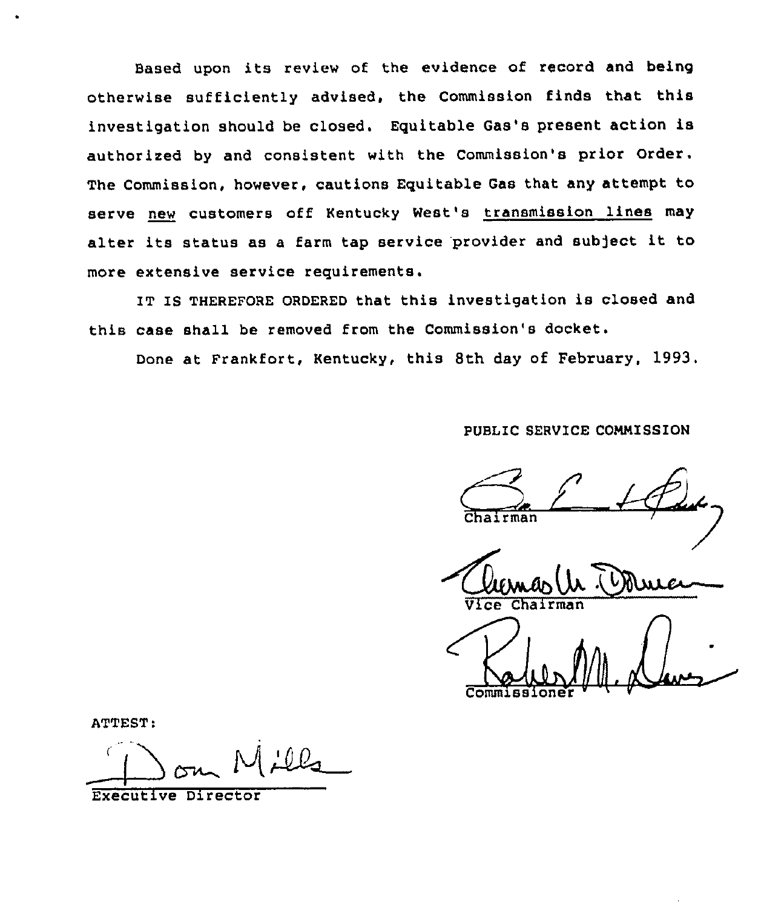Based upon its review of the evidence of record and being otherwise sufficiently advised, the Commission finds that this investigation should be closed. Equitable Gas's present action is authorized by and consistent with the Commission's prior Order. The Commission, however, cautions Equitable Gas that any attempt to serve new customers off Kentucky West's transmission lines may alter its status as a farm tap service provider and subject it to more extensive service requirements.

IT IS THEREFORE ORDERED that this investigation is closed and this case shall be removed from the Commission's docket.

Done at Frankfort, Kentucky, this 8th day of February, 1993.

PUBLIC SERVICE COMMISSION

Chairman

Vice Chairman

Commissioner

ATTEST:

Executive Director